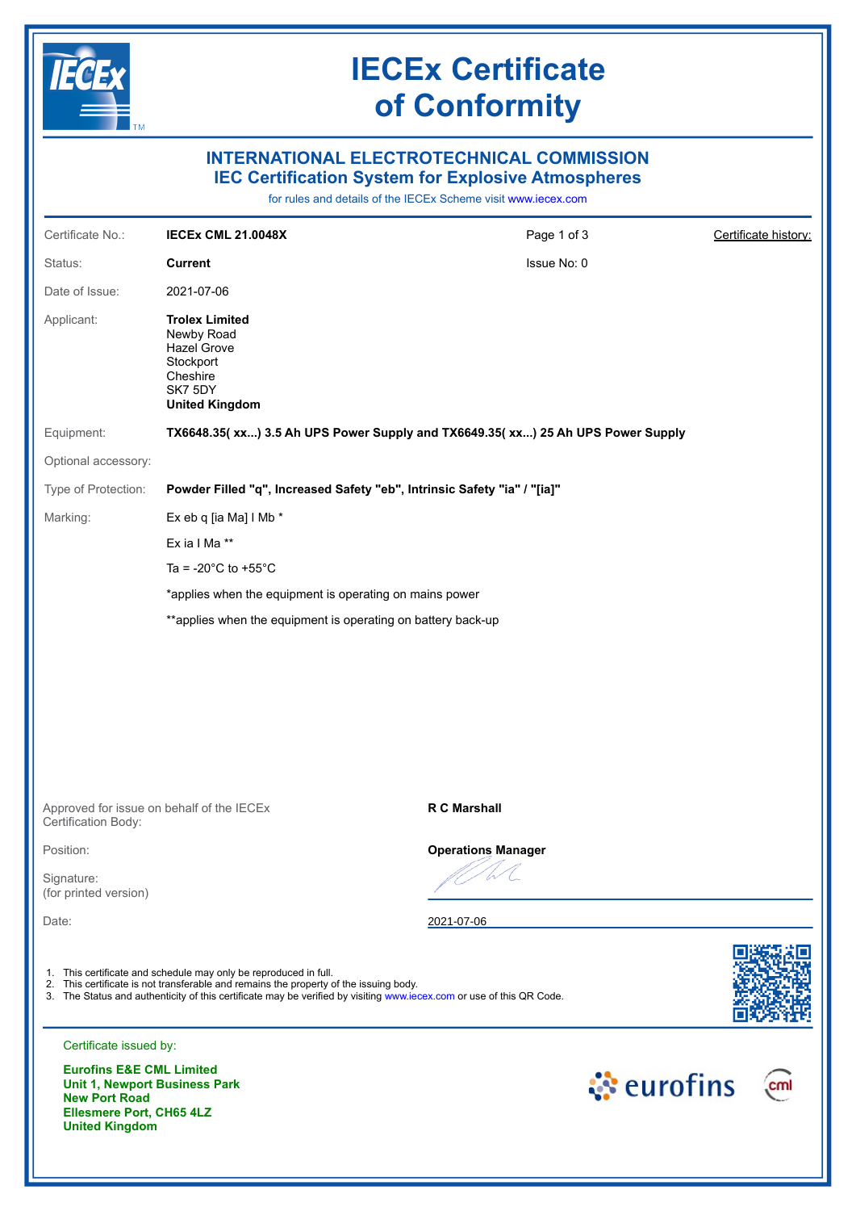# IECEx Certificate of Conformity

## INTERNATIONAL ELECTROTECHNICAL COMMISSION
## IEC Certification System for Explosive Atmospheres

for rules and details of the IECEx Scheme visit www.iecex.com

| | | | |
|---|---|---|---|
| Certificate No.: | **IECEx CML 21.0048X** | Page 1 of 3 | Certificate history: |
| Status: | **Current** | Issue No: 0 | |
| Date of Issue: | 2021-07-06 | | |
| Applicant: | **Trolex Limited**<br>Newby Road<br>Hazel Grove<br>Stockport<br>Cheshire<br>SK7 5DY<br>**United Kingdom** | | |
| Equipment: | **TX6648.35( xx...) 3.5 Ah UPS Power Supply and TX6649.35( xx...) 25 Ah UPS Power Supply** | | |
| Optional accessory: | | | |
| Type of Protection: | **Powder Filled "q", Increased Safety "eb", Intrinsic Safety "ia" / "[ia]"** | | |
| Marking: | Ex eb q [ia Ma] I Mb *<br>Ex ia I Ma **<br>Ta = -20°C to +55°C<br>*applies when the equipment is operating on mains power<br>**applies when the equipment is operating on battery back-up | | |

| | |
|---|---|
| Approved for issue on behalf of the IECEx Certification Body: | **R C Marshall** |
| Position: | **Operations Manager** |
| Signature: (for printed version) | |
| Date: | 2021-07-06 |

1. This certificate and schedule may only be reproduced in full.
2. This certificate is not transferable and remains the property of the issuing body.
3. The Status and authenticity of this certificate may be verified by visiting www.iecex.com or use of this QR Code.

Certificate issued by:

**Eurofins E&E CML Limited**
**Unit 1, Newport Business Park**
**New Port Road**
**Ellesmere Port, CH65 4LZ**
**United Kingdom**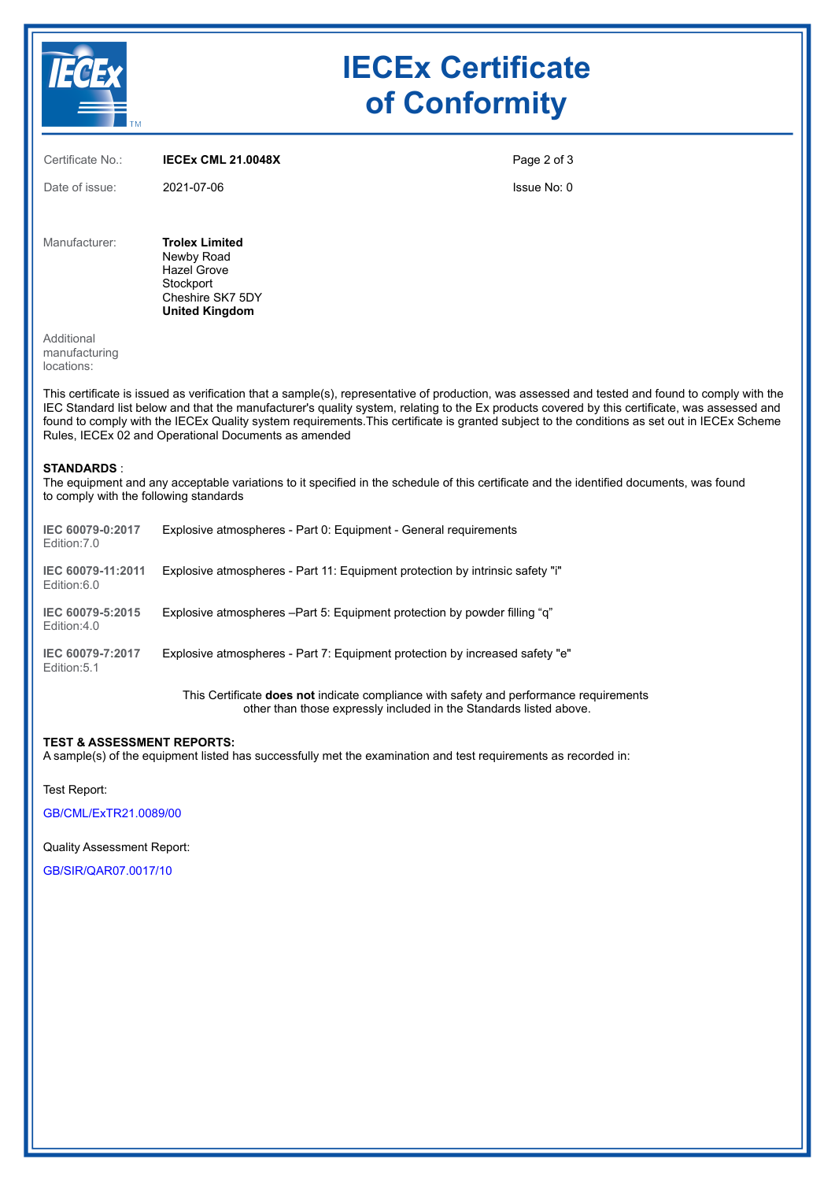# IECEx Certificate of Conformity

| | | | |
|---|---|---|---|
| Certificate No.: | **IECEx CML 21.0048X** | | |
| Date of issue: | 2021-07-06 | | Issue No: 0 |

Manufacturer: **Trolex Limited**
Newby Road
Hazel Grove
Stockport
Cheshire SK7 5DY
**United Kingdom**

Additional manufacturing locations:

This certificate is issued as verification that a sample(s), representative of production, was assessed and tested and found to comply with the IEC Standard list below and that the manufacturer's quality system, relating to the Ex products covered by this certificate, was assessed and found to comply with the IECEx Quality system requirements.This certificate is granted subject to the conditions as set out in IECEx Scheme Rules, IECEx 02 and Operational Documents as amended

**STANDARDS** :
The equipment and any acceptable variations to it specified in the schedule of this certificate and the identified documents, was found to comply with the following standards

| | |
|---|---|
| **IEC 60079-0:2017** Edition:7.0 | Explosive atmospheres - Part 0: Equipment - General requirements |
| **IEC 60079-11:2011** Edition:6.0 | Explosive atmospheres - Part 11: Equipment protection by intrinsic safety "i" |
| **IEC 60079-5:2015** Edition:4.0 | Explosive atmospheres –Part 5: Equipment protection by powder filling “q” |
| **IEC 60079-7:2017** Edition:5.1 | Explosive atmospheres - Part 7: Equipment protection by increased safety "e" |

This Certificate **does not** indicate compliance with safety and performance requirements other than those expressly included in the Standards listed above.

**TEST & ASSESSMENT REPORTS:**
A sample(s) of the equipment listed has successfully met the examination and test requirements as recorded in:

Test Report:

GB/CML/ExTR21.0089/00

Quality Assessment Report:

GB/SIR/QAR07.0017/10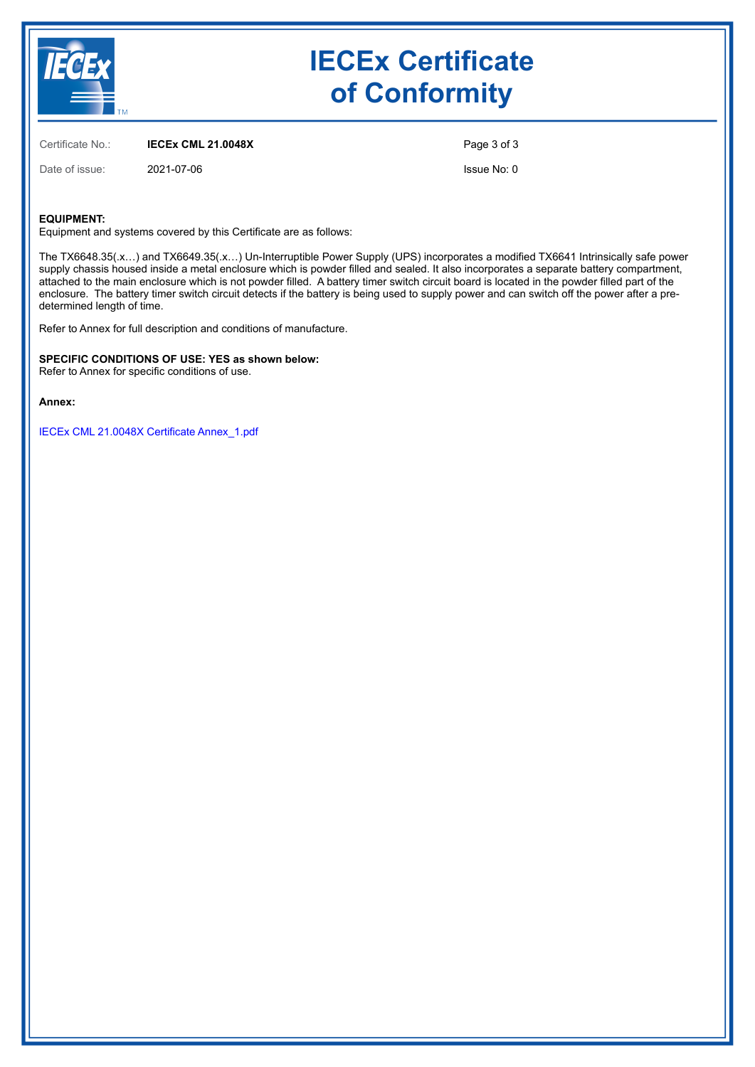# IECEx Certificate of Conformity

Certificate No.: **IECEx CML 21.0048X**

Date of issue: 2021-07-06

Issue No: 0

**EQUIPMENT:**
Equipment and systems covered by this Certificate are as follows:

The TX6648.35(.x…) and TX6649.35(.x…) Un-Interruptible Power Supply (UPS) incorporates a modified TX6641 Intrinsically safe power supply chassis housed inside a metal enclosure which is powder filled and sealed. It also incorporates a separate battery compartment, attached to the main enclosure which is not powder filled. A battery timer switch circuit board is located in the powder filled part of the enclosure. The battery timer switch circuit detects if the battery is being used to supply power and can switch off the power after a pre-determined length of time.

Refer to Annex for full description and conditions of manufacture.

**SPECIFIC CONDITIONS OF USE: YES as shown below:**
Refer to Annex for specific conditions of use.

**Annex:**

IECEx CML 21.0048X Certificate Annex_1.pdf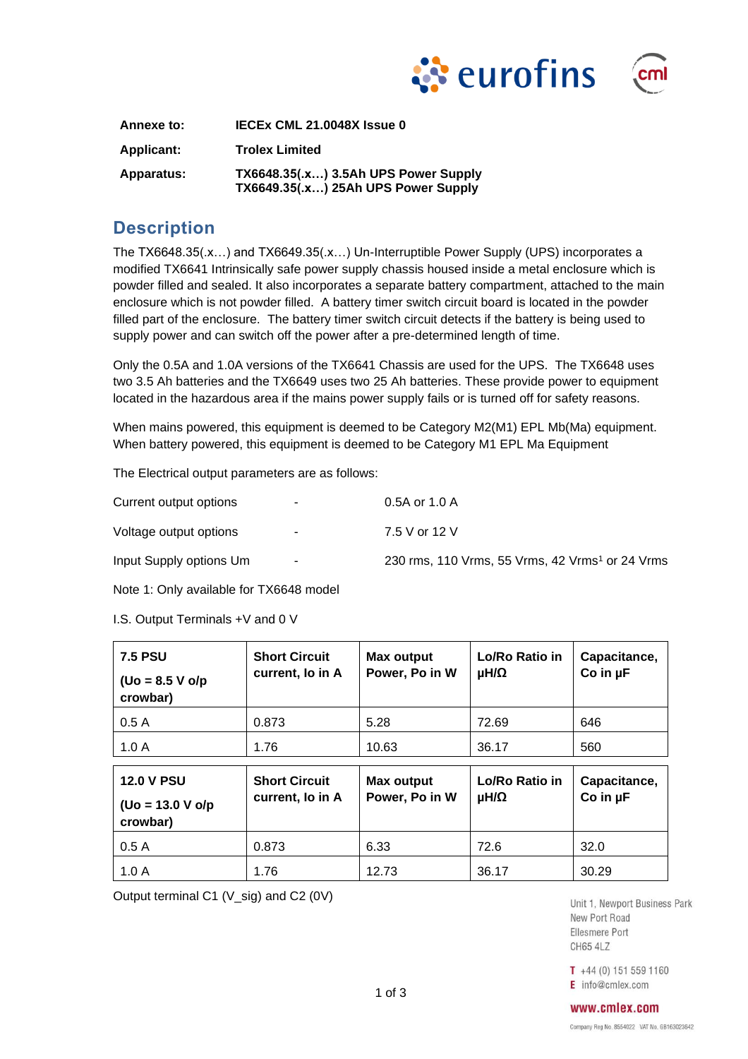**Annexe to:** **IECEx CML 21.0048X Issue 0**

**Applicant:** **Trolex Limited**

**Apparatus:** **TX6648.35(.x…) 3.5Ah UPS Power Supply**
**TX6649.35(.x…) 25Ah UPS Power Supply**

## Description

The TX6648.35(.x…) and TX6649.35(.x…) Un-Interruptible Power Supply (UPS) incorporates a modified TX6641 Intrinsically safe power supply chassis housed inside a metal enclosure which is powder filled and sealed. It also incorporates a separate battery compartment, attached to the main enclosure which is not powder filled. A battery timer switch circuit board is located in the powder filled part of the enclosure. The battery timer switch circuit detects if the battery is being used to supply power and can switch off the power after a pre-determined length of time.

Only the 0.5A and 1.0A versions of the TX6641 Chassis are used for the UPS. The TX6648 uses two 3.5 Ah batteries and the TX6649 uses two 25 Ah batteries. These provide power to equipment located in the hazardous area if the mains power supply fails or is turned off for safety reasons.

When mains powered, this equipment is deemed to be Category M2(M1) EPL Mb(Ma) equipment. When battery powered, this equipment is deemed to be Category M1 EPL Ma Equipment

The Electrical output parameters are as follows:

| | | |
|---|---|---|
| Current output options | - | 0.5A or 1.0 A |
| Voltage output options | - | 7.5 V or 12 V |
| Input Supply options Um | - | 230 rms, 110 Vrms, 55 Vrms, 42 Vrms[1] or 24 Vrms |

Note 1: Only available for TX6648 model

I.S. Output Terminals +V and 0 V

| **7.5 PSU (Uo = 8.5 V o/p crowbar)** | **Short Circuit current, Io in A** | **Max output Power, Po in W** | **Lo/Ro Ratio in μH/Ω** | **Capacitance, Co in μF** |
|---|---|---|---|---|
| 0.5 A | 0.873 | 5.28 | 72.69 | 646 |
| 1.0 A | 1.76 | 10.63 | 36.17 | 560 |

| **12.0 V PSU (Uo = 13.0 V o/p crowbar)** | **Short Circuit current, Io in A** | **Max output Power, Po in W** | **Lo/Ro Ratio in μH/Ω** | **Capacitance, Co in μF** |
|---|---|---|---|---|
| 0.5 A | 0.873 | 6.33 | 72.6 | 32.0 |
| 1.0 A | 1.76 | 12.73 | 36.17 | 30.29 |

Output terminal C1 (V_sig) and C2 (0V)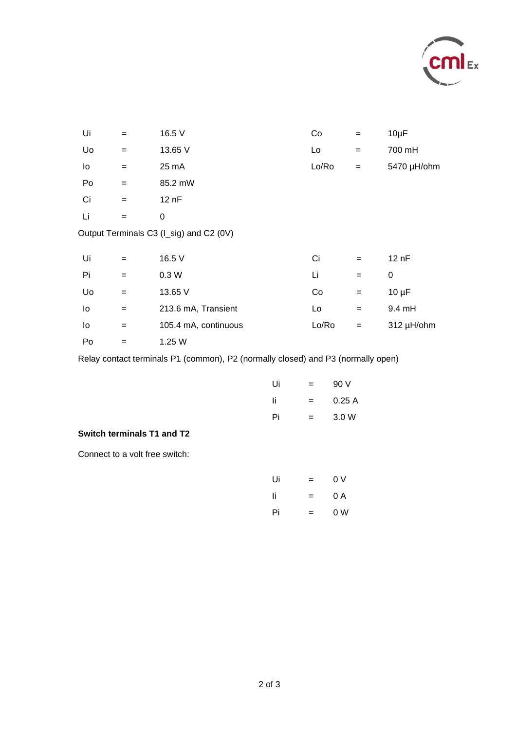| | | | | | |
|---|---|---|---|---|---|
| Ui | = | 16.5 V | Co | = | 10µF |
| Uo | = | 13.65 V | Lo | = | 700 mH |
| Io | = | 25 mA | Lo/Ro | = | 5470 µH/ohm |
| Po | = | 85.2 mW | | | |
| Ci | = | 12 nF | | | |
| Li | = | 0 | | | |

Output Terminals C3 (I_sig) and C2 (0V)

| | | | | | |
|---|---|---|---|---|---|
| Ui | = | 16.5 V | Ci | = | 12 nF |
| Pi | = | 0.3 W | Li | = | 0 |
| Uo | = | 13.65 V | Co | = | 10 µF |
| Io | = | 213.6 mA, Transient | Lo | = | 9.4 mH |
| Io | = | 105.4 mA, continuous | Lo/Ro | = | 312 µH/ohm |
| Po | = | 1.25 W | | | |

Relay contact terminals P1 (common), P2 (normally closed) and P3 (normally open)

| | | |
|---|---|---|
| Ui | = | 90 V |
| Ii | = | 0.25 A |
| Pi | = | 3.0 W |

**Switch terminals T1 and T2**

Connect to a volt free switch:

| | | |
|---|---|---|
| Ui | = | 0 V |
| Ii | = | 0 A |
| Pi | = | 0 W |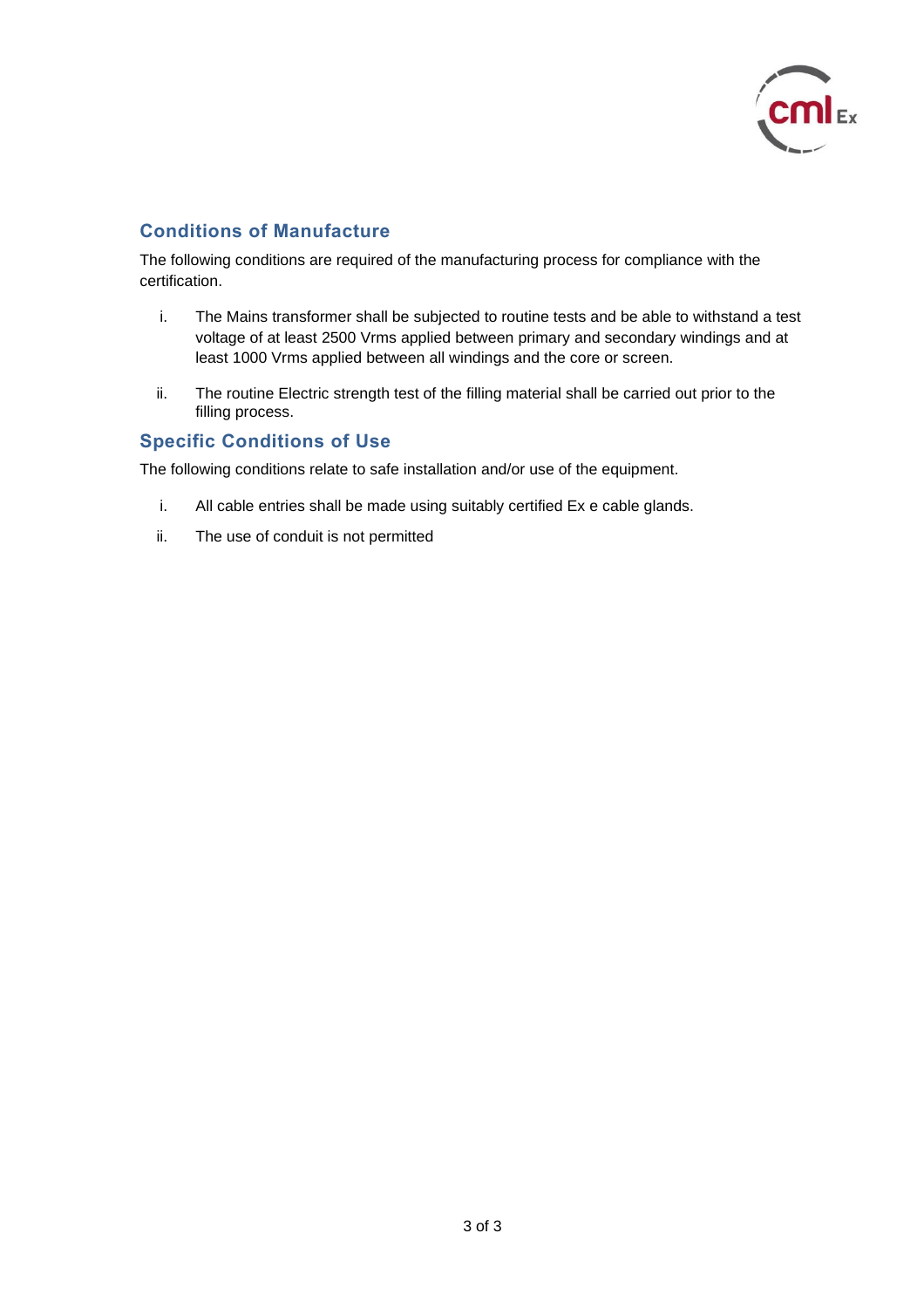## Conditions of Manufacture

The following conditions are required of the manufacturing process for compliance with the certification.

i. The Mains transformer shall be subjected to routine tests and be able to withstand a test voltage of at least 2500 Vrms applied between primary and secondary windings and at least 1000 Vrms applied between all windings and the core or screen.

ii. The routine Electric strength test of the filling material shall be carried out prior to the filling process.

## Specific Conditions of Use

The following conditions relate to safe installation and/or use of the equipment.

i. All cable entries shall be made using suitably certified Ex e cable glands.

ii. The use of conduit is not permitted